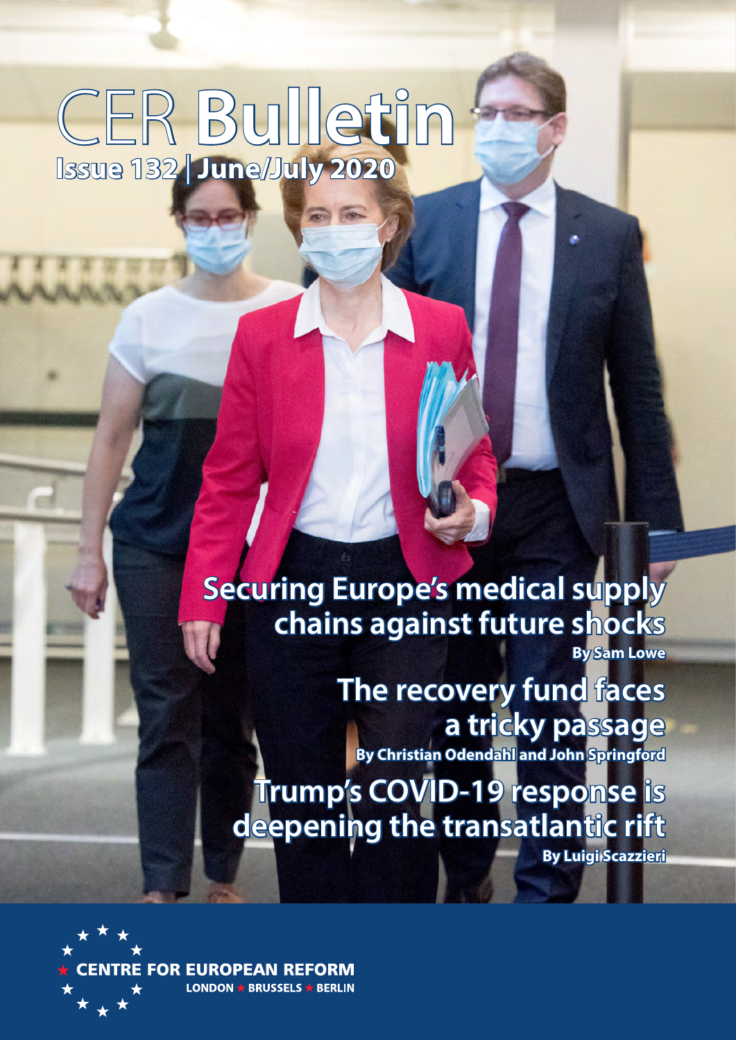# CER Bulletin

**Issue 132 | June/July 2020**

## Securing Europe's medical supply chains against future shocks

**By Sam Lowe**

## The recovery fund faces a tricky passage

**By Christian Odendahl and John Springford**

## Trump's COVID-19 response is deepening the transatlantic rift

**By Luigi Scazzieri**

**CENTRE FOR EUROPEAN REFORM**

LONDON ★ BRUSSELS ★ BERLIN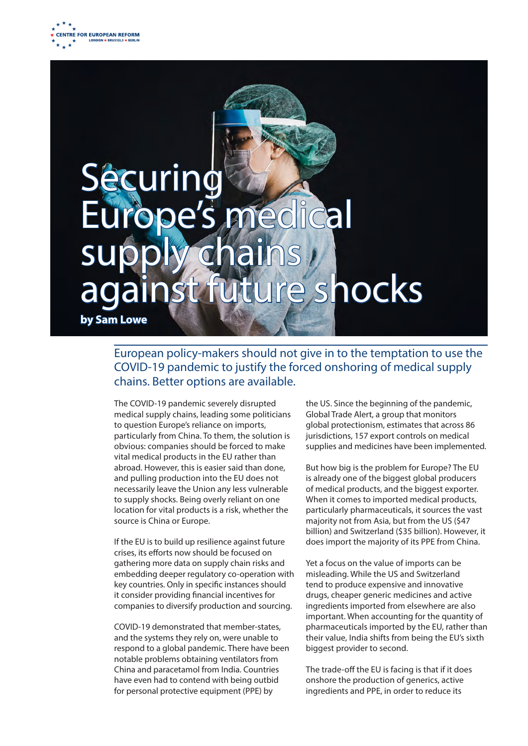# Securing Europe's medical supply chains against future shocks

**by Sam Lowe**

European policy-makers should not give in to the temptation to use the COVID-19 pandemic to justify the forced onshoring of medical supply chains. Better options are available.

The COVID-19 pandemic severely disrupted medical supply chains, leading some politicians to question Europe's reliance on imports, particularly from China. To them, the solution is obvious: companies should be forced to make vital medical products in the EU rather than abroad. However, this is easier said than done, and pulling production into the EU does not necessarily leave the Union any less vulnerable to supply shocks. Being overly reliant on one location for vital products is a risk, whether the source is China or Europe.

If the EU is to build up resilience against future crises, its efforts now should be focused on gathering more data on supply chain risks and embedding deeper regulatory co-operation with key countries. Only in specific instances should it consider providing financial incentives for companies to diversify production and sourcing.

COVID-19 demonstrated that member-states, and the systems they rely on, were unable to respond to a global pandemic. There have been notable problems obtaining ventilators from China and paracetamol from India. Countries have even had to contend with being outbid for personal protective equipment (PPE) by the US. Since the beginning of the pandemic, Global Trade Alert, a group that monitors global protectionism, estimates that across 86 jurisdictions, 157 export controls on medical supplies and medicines have been implemented.

But how big is the problem for Europe? The EU is already one of the biggest global producers of medical products, and the biggest exporter. When it comes to imported medical products, particularly pharmaceuticals, it sources the vast majority not from Asia, but from the US ($47 billion) and Switzerland ($35 billion). However, it does import the majority of its PPE from China.

Yet a focus on the value of imports can be misleading. While the US and Switzerland tend to produce expensive and innovative drugs, cheaper generic medicines and active ingredients imported from elsewhere are also important. When accounting for the quantity of pharmaceuticals imported by the EU, rather than their value, India shifts from being the EU's sixth biggest provider to second.

The trade-off the EU is facing is that if it does onshore the production of generics, active ingredients and PPE, in order to reduce its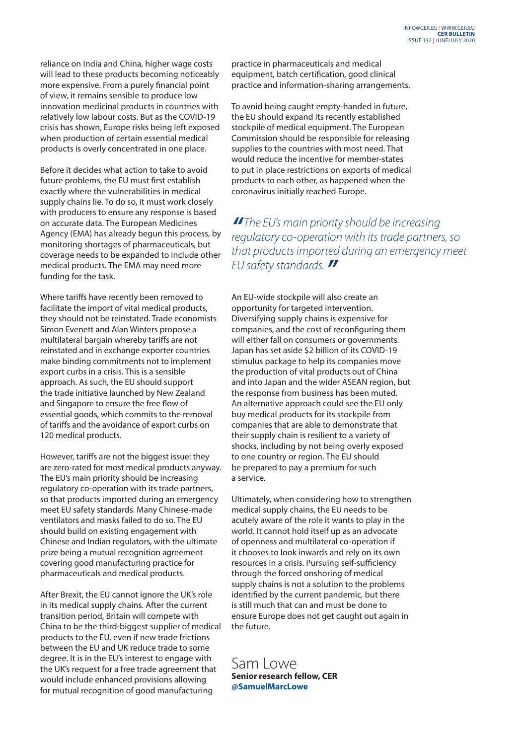reliance on India and China, higher wage costs will lead to these products becoming noticeably more expensive. From a purely financial point of view, it remains sensible to produce low innovation medicinal products in countries with relatively low labour costs. But as the COVID-19 crisis has shown, Europe risks being left exposed when production of certain essential medical products is overly concentrated in one place.

Before it decides what action to take to avoid future problems, the EU must first establish exactly where the vulnerabilities in medical supply chains lie. To do so, it must work closely with producers to ensure any response is based on accurate data. The European Medicines Agency (EMA) has already begun this process, by monitoring shortages of pharmaceuticals, but coverage needs to be expanded to include other medical products. The EMA may need more funding for the task.

Where tariffs have recently been removed to facilitate the import of vital medical products, they should not be reinstated. Trade economists Simon Evenett and Alan Winters propose a multilateral bargain whereby tariffs are not reinstated and in exchange exporter countries make binding commitments not to implement export curbs in a crisis. This is a sensible approach. As such, the EU should support the trade initiative launched by New Zealand and Singapore to ensure the free flow of essential goods, which commits to the removal of tariffs and the avoidance of export curbs on 120 medical products.

However, tariffs are not the biggest issue: they are zero-rated for most medical products anyway. The EU's main priority should be increasing regulatory co-operation with its trade partners, so that products imported during an emergency meet EU safety standards. Many Chinese-made ventilators and masks failed to do so. The EU should build on existing engagement with Chinese and Indian regulators, with the ultimate prize being a mutual recognition agreement covering good manufacturing practice for pharmaceuticals and medical products.

After Brexit, the EU cannot ignore the UK's role in its medical supply chains. After the current transition period, Britain will compete with China to be the third-biggest supplier of medical products to the EU, even if new trade frictions between the EU and UK reduce trade to some degree. It is in the EU's interest to engage with the UK's request for a free trade agreement that would include enhanced provisions allowing for mutual recognition of good manufacturing practice in pharmaceuticals and medical equipment, batch certification, good clinical practice and information-sharing arrangements.

To avoid being caught empty-handed in future, the EU should expand its recently established stockpile of medical equipment. The European Commission should be responsible for releasing supplies to the countries with most need. That would reduce the incentive for member-states to put in place restrictions on exports of medical products to each other, as happened when the coronavirus initially reached Europe.

> *"The EU's main priority should be increasing regulatory co-operation with its trade partners, so that products imported during an emergency meet EU safety standards."*

An EU-wide stockpile will also create an opportunity for targeted intervention. Diversifying supply chains is expensive for companies, and the cost of reconfiguring them will either fall on consumers or governments. Japan has set aside $2 billion of its COVID-19 stimulus package to help its companies move the production of vital products out of China and into Japan and the wider ASEAN region, but the response from business has been muted. An alternative approach could see the EU only buy medical products for its stockpile from companies that are able to demonstrate that their supply chain is resilient to a variety of shocks, including by not being overly exposed to one country or region. The EU should be prepared to pay a premium for such a service.

Ultimately, when considering how to strengthen medical supply chains, the EU needs to be acutely aware of the role it wants to play in the world. It cannot hold itself up as an advocate of openness and multilateral co-operation if it chooses to look inwards and rely on its own resources in a crisis. Pursuing self-sufficiency through the forced onshoring of medical supply chains is not a solution to the problems identified by the current pandemic, but there is still much that can and must be done to ensure Europe does not get caught out again in the future.

Sam Lowe
**Senior research fellow, CER**
**@SamuelMarcLowe**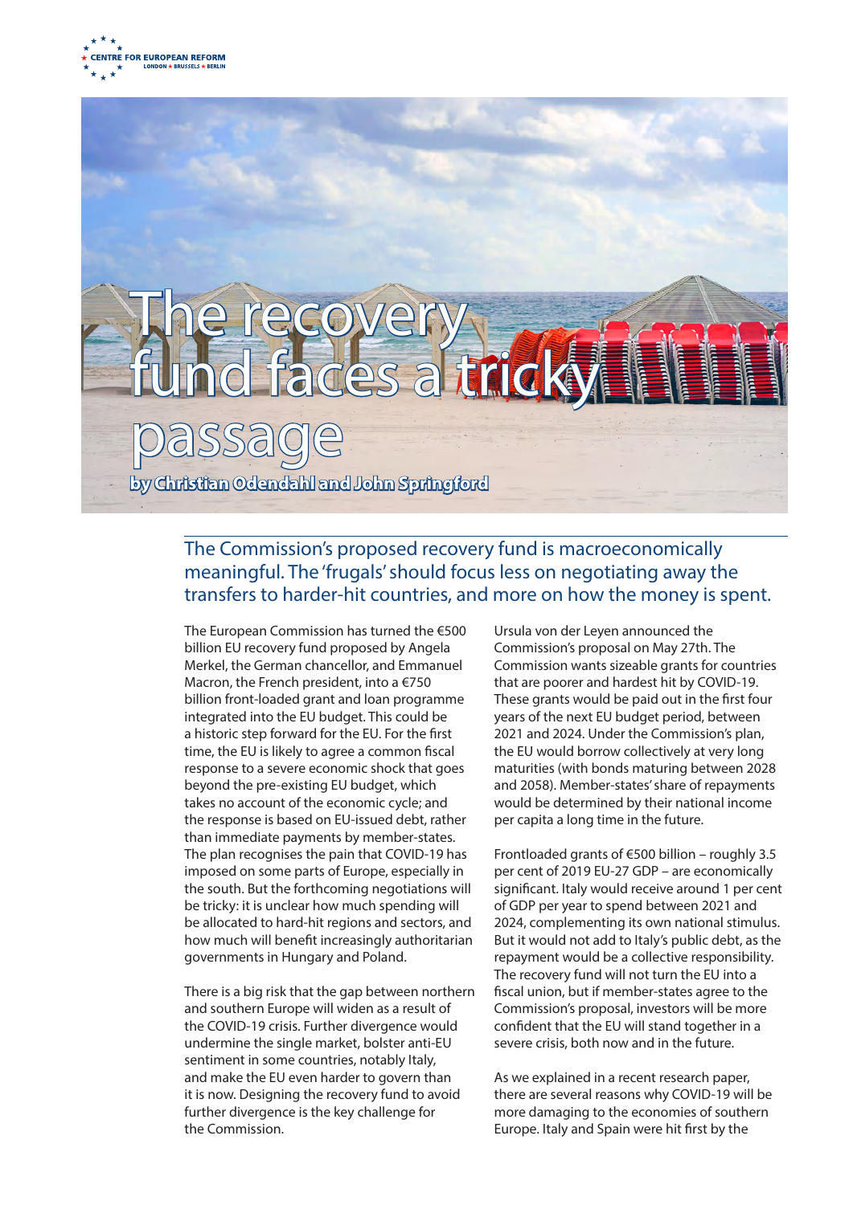# The recovery fund faces a tricky passage

**by Christian Odendahl and John Springford**

## The Commission's proposed recovery fund is macroeconomically meaningful. The 'frugals' should focus less on negotiating away the transfers to harder-hit countries, and more on how the money is spent.

The European Commission has turned the €500 billion EU recovery fund proposed by Angela Merkel, the German chancellor, and Emmanuel Macron, the French president, into a €750 billion front-loaded grant and loan programme integrated into the EU budget. This could be a historic step forward for the EU. For the first time, the EU is likely to agree a common fiscal response to a severe economic shock that goes beyond the pre-existing EU budget, which takes no account of the economic cycle; and the response is based on EU-issued debt, rather than immediate payments by member-states. The plan recognises the pain that COVID-19 has imposed on some parts of Europe, especially in the south. But the forthcoming negotiations will be tricky: it is unclear how much spending will be allocated to hard-hit regions and sectors, and how much will benefit increasingly authoritarian governments in Hungary and Poland.

There is a big risk that the gap between northern and southern Europe will widen as a result of the COVID-19 crisis. Further divergence would undermine the single market, bolster anti-EU sentiment in some countries, notably Italy, and make the EU even harder to govern than it is now. Designing the recovery fund to avoid further divergence is the key challenge for the Commission.

Ursula von der Leyen announced the Commission's proposal on May 27th. The Commission wants sizeable grants for countries that are poorer and hardest hit by COVID-19. These grants would be paid out in the first four years of the next EU budget period, between 2021 and 2024. Under the Commission's plan, the EU would borrow collectively at very long maturities (with bonds maturing between 2028 and 2058). Member-states' share of repayments would be determined by their national income per capita a long time in the future.

Frontloaded grants of €500 billion – roughly 3.5 per cent of 2019 EU-27 GDP – are economically significant. Italy would receive around 1 per cent of GDP per year to spend between 2021 and 2024, complementing its own national stimulus. But it would not add to Italy's public debt, as the repayment would be a collective responsibility. The recovery fund will not turn the EU into a fiscal union, but if member-states agree to the Commission's proposal, investors will be more confident that the EU will stand together in a severe crisis, both now and in the future.

As we explained in a recent research paper, there are several reasons why COVID-19 will be more damaging to the economies of southern Europe. Italy and Spain were hit first by the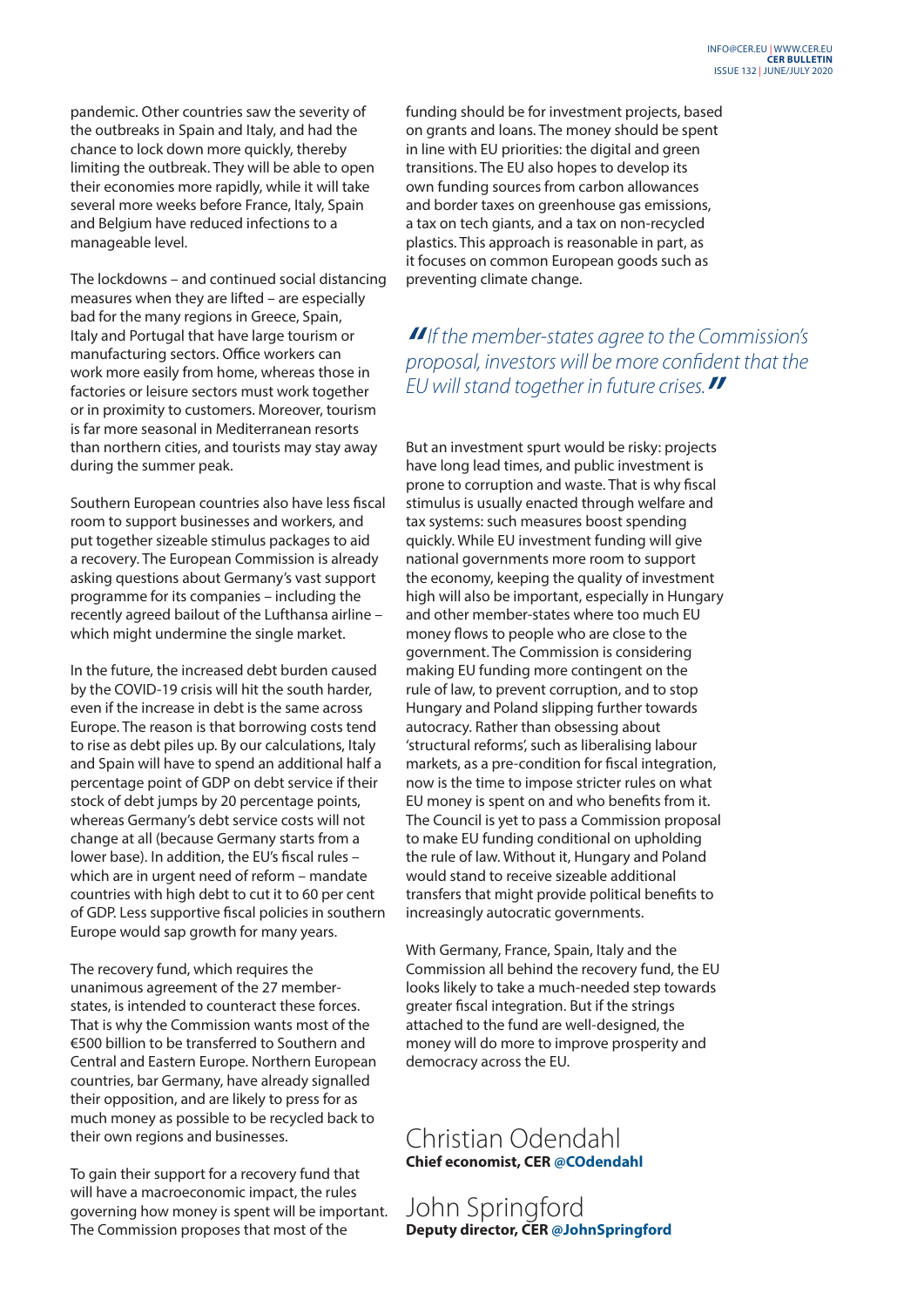pandemic. Other countries saw the severity of the outbreaks in Spain and Italy, and had the chance to lock down more quickly, thereby limiting the outbreak. They will be able to open their economies more rapidly, while it will take several more weeks before France, Italy, Spain and Belgium have reduced infections to a manageable level.

The lockdowns – and continued social distancing measures when they are lifted – are especially bad for the many regions in Greece, Spain, Italy and Portugal that have large tourism or manufacturing sectors. Office workers can work more easily from home, whereas those in factories or leisure sectors must work together or in proximity to customers. Moreover, tourism is far more seasonal in Mediterranean resorts than northern cities, and tourists may stay away during the summer peak.

Southern European countries also have less fiscal room to support businesses and workers, and put together sizeable stimulus packages to aid a recovery. The European Commission is already asking questions about Germany's vast support programme for its companies – including the recently agreed bailout of the Lufthansa airline – which might undermine the single market.

In the future, the increased debt burden caused by the COVID-19 crisis will hit the south harder, even if the increase in debt is the same across Europe. The reason is that borrowing costs tend to rise as debt piles up. By our calculations, Italy and Spain will have to spend an additional half a percentage point of GDP on debt service if their stock of debt jumps by 20 percentage points, whereas Germany's debt service costs will not change at all (because Germany starts from a lower base). In addition, the EU's fiscal rules – which are in urgent need of reform – mandate countries with high debt to cut it to 60 per cent of GDP. Less supportive fiscal policies in southern Europe would sap growth for many years.

The recovery fund, which requires the unanimous agreement of the 27 member-states, is intended to counteract these forces. That is why the Commission wants most of the €500 billion to be transferred to Southern and Central and Eastern Europe. Northern European countries, bar Germany, have already signalled their opposition, and are likely to press for as much money as possible to be recycled back to their own regions and businesses.

To gain their support for a recovery fund that will have a macroeconomic impact, the rules governing how money is spent will be important. The Commission proposes that most of the funding should be for investment projects, based on grants and loans. The money should be spent in line with EU priorities: the digital and green transitions. The EU also hopes to develop its own funding sources from carbon allowances and border taxes on greenhouse gas emissions, a tax on tech giants, and a tax on non-recycled plastics. This approach is reasonable in part, as it focuses on common European goods such as preventing climate change.

> *"If the member-states agree to the Commission's proposal, investors will be more confident that the EU will stand together in future crises."*

But an investment spurt would be risky: projects have long lead times, and public investment is prone to corruption and waste. That is why fiscal stimulus is usually enacted through welfare and tax systems: such measures boost spending quickly. While EU investment funding will give national governments more room to support the economy, keeping the quality of investment high will also be important, especially in Hungary and other member-states where too much EU money flows to people who are close to the government. The Commission is considering making EU funding more contingent on the rule of law, to prevent corruption, and to stop Hungary and Poland slipping further towards autocracy. Rather than obsessing about 'structural reforms', such as liberalising labour markets, as a pre-condition for fiscal integration, now is the time to impose stricter rules on what EU money is spent on and who benefits from it. The Council is yet to pass a Commission proposal to make EU funding conditional on upholding the rule of law. Without it, Hungary and Poland would stand to receive sizeable additional transfers that might provide political benefits to increasingly autocratic governments.

With Germany, France, Spain, Italy and the Commission all behind the recovery fund, the EU looks likely to take a much-needed step towards greater fiscal integration. But if the strings attached to the fund are well-designed, the money will do more to improve prosperity and democracy across the EU.

Christian Odendahl
**Chief economist, CER @COdendahl**

John Springford
**Deputy director, CER @JohnSpringford**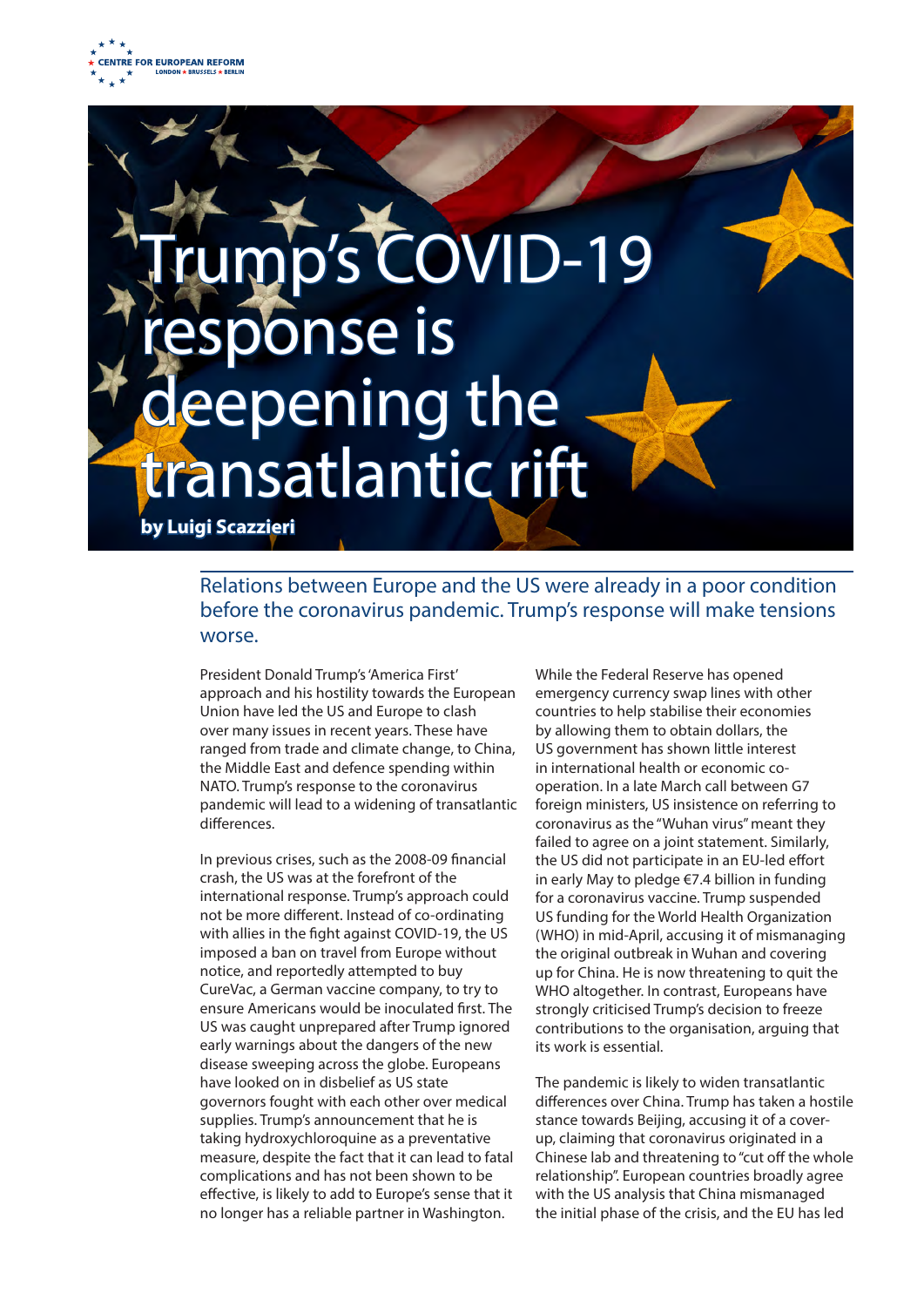# Trump's COVID-19 response is deepening the transatlantic rift

**by Luigi Scazzieri**

Relations between Europe and the US were already in a poor condition before the coronavirus pandemic. Trump's response will make tensions worse.

President Donald Trump's 'America First' approach and his hostility towards the European Union have led the US and Europe to clash over many issues in recent years. These have ranged from trade and climate change, to China, the Middle East and defence spending within NATO. Trump's response to the coronavirus pandemic will lead to a widening of transatlantic differences.

In previous crises, such as the 2008-09 financial crash, the US was at the forefront of the international response. Trump's approach could not be more different. Instead of co-ordinating with allies in the fight against COVID-19, the US imposed a ban on travel from Europe without notice, and reportedly attempted to buy CureVac, a German vaccine company, to try to ensure Americans would be inoculated first. The US was caught unprepared after Trump ignored early warnings about the dangers of the new disease sweeping across the globe. Europeans have looked on in disbelief as US state governors fought with each other over medical supplies. Trump's announcement that he is taking hydroxychloroquine as a preventative measure, despite the fact that it can lead to fatal complications and has not been shown to be effective, is likely to add to Europe's sense that it no longer has a reliable partner in Washington.

While the Federal Reserve has opened emergency currency swap lines with other countries to help stabilise their economies by allowing them to obtain dollars, the US government has shown little interest in international health or economic co-operation. In a late March call between G7 foreign ministers, US insistence on referring to coronavirus as the "Wuhan virus" meant they failed to agree on a joint statement. Similarly, the US did not participate in an EU-led effort in early May to pledge €7.4 billion in funding for a coronavirus vaccine. Trump suspended US funding for the World Health Organization (WHO) in mid-April, accusing it of mismanaging the original outbreak in Wuhan and covering up for China. He is now threatening to quit the WHO altogether. In contrast, Europeans have strongly criticised Trump's decision to freeze contributions to the organisation, arguing that its work is essential.

The pandemic is likely to widen transatlantic differences over China. Trump has taken a hostile stance towards Beijing, accusing it of a cover-up, claiming that coronavirus originated in a Chinese lab and threatening to "cut off the whole relationship". European countries broadly agree with the US analysis that China mismanaged the initial phase of the crisis, and the EU has led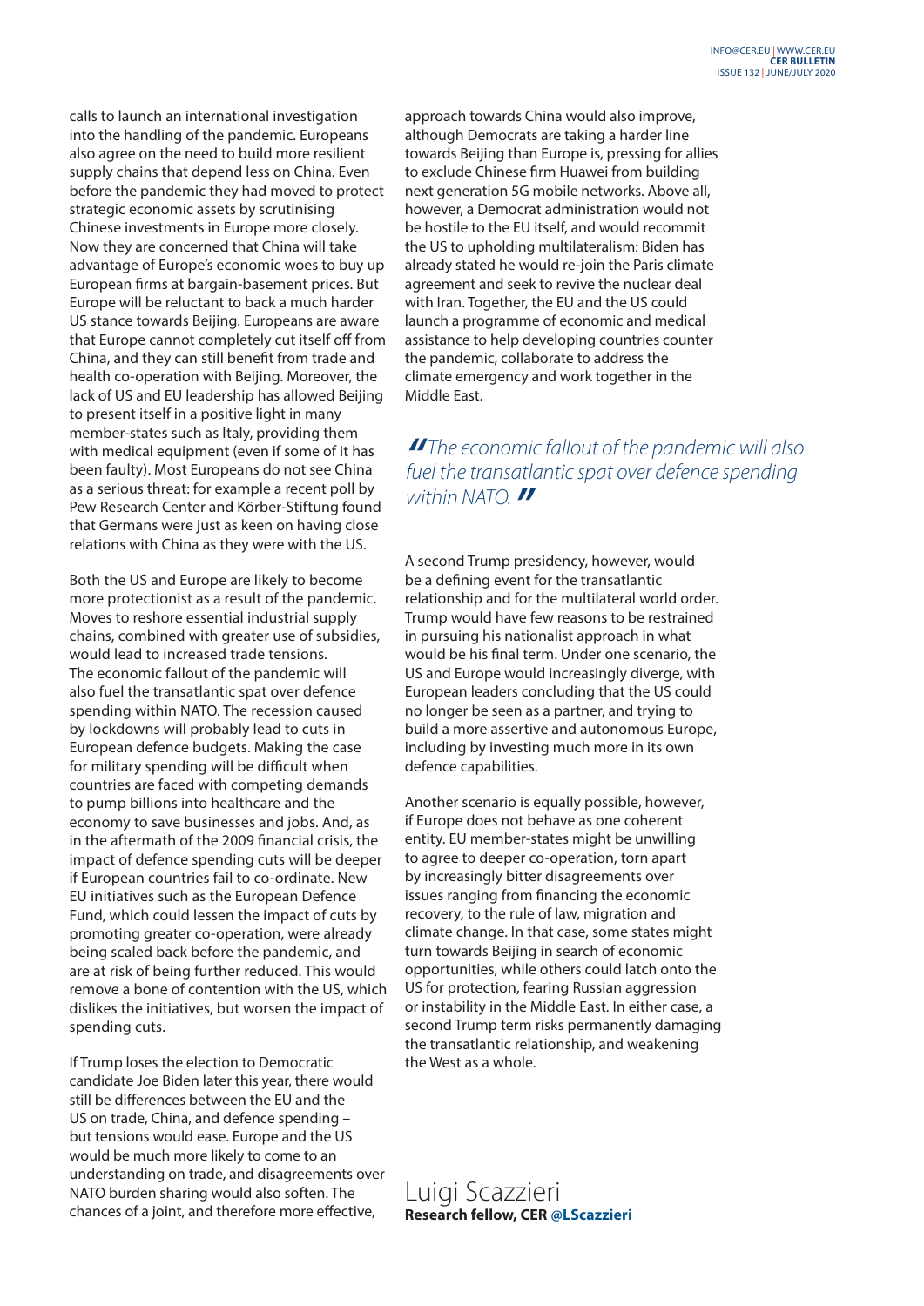calls to launch an international investigation into the handling of the pandemic. Europeans also agree on the need to build more resilient supply chains that depend less on China. Even before the pandemic they had moved to protect strategic economic assets by scrutinising Chinese investments in Europe more closely. Now they are concerned that China will take advantage of Europe's economic woes to buy up European firms at bargain-basement prices. But Europe will be reluctant to back a much harder US stance towards Beijing. Europeans are aware that Europe cannot completely cut itself off from China, and they can still benefit from trade and health co-operation with Beijing. Moreover, the lack of US and EU leadership has allowed Beijing to present itself in a positive light in many member-states such as Italy, providing them with medical equipment (even if some of it has been faulty). Most Europeans do not see China as a serious threat: for example a recent poll by Pew Research Center and Körber-Stiftung found that Germans were just as keen on having close relations with China as they were with the US.

Both the US and Europe are likely to become more protectionist as a result of the pandemic. Moves to reshore essential industrial supply chains, combined with greater use of subsidies, would lead to increased trade tensions. The economic fallout of the pandemic will also fuel the transatlantic spat over defence spending within NATO. The recession caused by lockdowns will probably lead to cuts in European defence budgets. Making the case for military spending will be difficult when countries are faced with competing demands to pump billions into healthcare and the economy to save businesses and jobs. And, as in the aftermath of the 2009 financial crisis, the impact of defence spending cuts will be deeper if European countries fail to co-ordinate. New EU initiatives such as the European Defence Fund, which could lessen the impact of cuts by promoting greater co-operation, were already being scaled back before the pandemic, and are at risk of being further reduced. This would remove a bone of contention with the US, which dislikes the initiatives, but worsen the impact of spending cuts.

If Trump loses the election to Democratic candidate Joe Biden later this year, there would still be differences between the EU and the US on trade, China, and defence spending – but tensions would ease. Europe and the US would be much more likely to come to an understanding on trade, and disagreements over NATO burden sharing would also soften. The chances of a joint, and therefore more effective, approach towards China would also improve, although Democrats are taking a harder line towards Beijing than Europe is, pressing for allies to exclude Chinese firm Huawei from building next generation 5G mobile networks. Above all, however, a Democrat administration would not be hostile to the EU itself, and would recommit the US to upholding multilateralism: Biden has already stated he would re-join the Paris climate agreement and seek to revive the nuclear deal with Iran. Together, the EU and the US could launch a programme of economic and medical assistance to help developing countries counter the pandemic, collaborate to address the climate emergency and work together in the Middle East.

> *"The economic fallout of the pandemic will also fuel the transatlantic spat over defence spending within NATO."*

A second Trump presidency, however, would be a defining event for the transatlantic relationship and for the multilateral world order. Trump would have few reasons to be restrained in pursuing his nationalist approach in what would be his final term. Under one scenario, the US and Europe would increasingly diverge, with European leaders concluding that the US could no longer be seen as a partner, and trying to build a more assertive and autonomous Europe, including by investing much more in its own defence capabilities.

Another scenario is equally possible, however, if Europe does not behave as one coherent entity. EU member-states might be unwilling to agree to deeper co-operation, torn apart by increasingly bitter disagreements over issues ranging from financing the economic recovery, to the rule of law, migration and climate change. In that case, some states might turn towards Beijing in search of economic opportunities, while others could latch onto the US for protection, fearing Russian aggression or instability in the Middle East. In either case, a second Trump term risks permanently damaging the transatlantic relationship, and weakening the West as a whole.

Luigi Scazzieri
**Research fellow, CER @LScazzieri**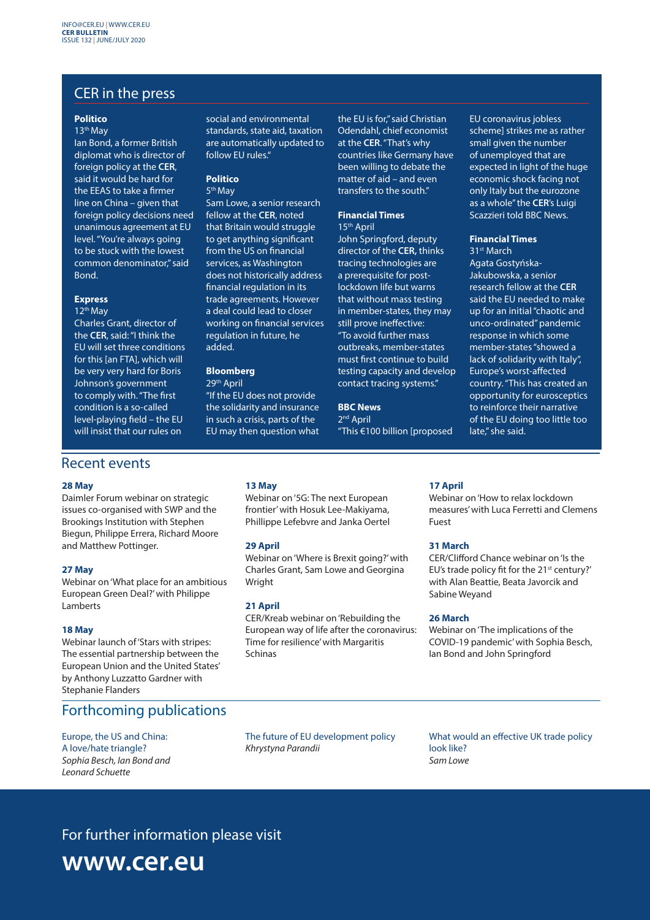## CER in the press

**Politico**
13th May
Ian Bond, a former British diplomat who is director of foreign policy at the **CER**, said it would be hard for the EEAS to take a firmer line on China – given that foreign policy decisions need unanimous agreement at EU level. "You're always going to be stuck with the lowest common denominator," said Bond.

**Express**
12th May
Charles Grant, director of the **CER**, said: "I think the EU will set three conditions for this [an FTA], which will be very very hard for Boris Johnson's government to comply with. "The first condition is a so-called level-playing field – the EU will insist that our rules on social and environmental standards, state aid, taxation are automatically updated to follow EU rules."

**Politico**
5th May
Sam Lowe, a senior research fellow at the **CER**, noted that Britain would struggle to get anything significant from the US on financial services, as Washington does not historically address financial regulation in its trade agreements. However a deal could lead to closer working on financial services regulation in future, he added.

**Bloomberg**
29th April
"If the EU does not provide the solidarity and insurance in such a crisis, parts of the EU may then question what the EU is for," said Christian Odendahl, chief economist at the **CER**. "That's why countries like Germany have been willing to debate the matter of aid – and even transfers to the south."

**Financial Times**
15th April
John Springford, deputy director of the **CER,** thinks tracing technologies are a prerequisite for post-lockdown life but warns that without mass testing in member-states, they may still prove ineffective: "To avoid further mass outbreaks, member-states must first continue to build testing capacity and develop contact tracing systems."

**BBC News**
2nd April
"This €100 billion [proposed EU coronavirus jobless scheme] strikes me as rather small given the number of unemployed that are expected in light of the huge economic shock facing not only Italy but the eurozone as a whole" the **CER**'s Luigi Scazzieri told BBC News.

**Financial Times**
31st March
Agata Gostyńska-Jakubowska, a senior research fellow at the **CER** said the EU needed to make up for an initial "chaotic and unco-ordinated" pandemic response in which some member-states "showed a lack of solidarity with Italy", Europe's worst-affected country. "This has created an opportunity for eurosceptics to reinforce their narrative of the EU doing too little too late," she said.

## Recent events

**28 May**
Daimler Forum webinar on strategic issues co-organised with SWP and the Brookings Institution with Stephen Biegun, Philippe Errera, Richard Moore and Matthew Pottinger.

**27 May**
Webinar on 'What place for an ambitious European Green Deal?' with Philippe Lamberts

**18 May**
Webinar launch of 'Stars with stripes: The essential partnership between the European Union and the United States' by Anthony Luzzatto Gardner with Stephanie Flanders

**13 May**
Webinar on '5G: The next European frontier' with Hosuk Lee-Makiyama, Phillippe Lefebvre and Janka Oertel

**29 April**
Webinar on 'Where is Brexit going?' with Charles Grant, Sam Lowe and Georgina Wright

**21 April**
CER/Kreab webinar on 'Rebuilding the European way of life after the coronavirus: Time for resilience' with Margaritis Schinas

**17 April**
Webinar on 'How to relax lockdown measures' with Luca Ferretti and Clemens Fuest

**31 March**
CER/Clifford Chance webinar on 'Is the EU's trade policy fit for the 21st century?' with Alan Beattie, Beata Javorcik and Sabine Weyand

**26 March**
Webinar on 'The implications of the COVID-19 pandemic' with Sophia Besch, Ian Bond and John Springford

## Forthcoming publications

Europe, the US and China: A love/hate triangle?
*Sophia Besch, Ian Bond and Leonard Schuette*

The future of EU development policy
*Khrystyna Parandii*

What would an effective UK trade policy look like?
*Sam Lowe*

For further information please visit

# www.cer.eu